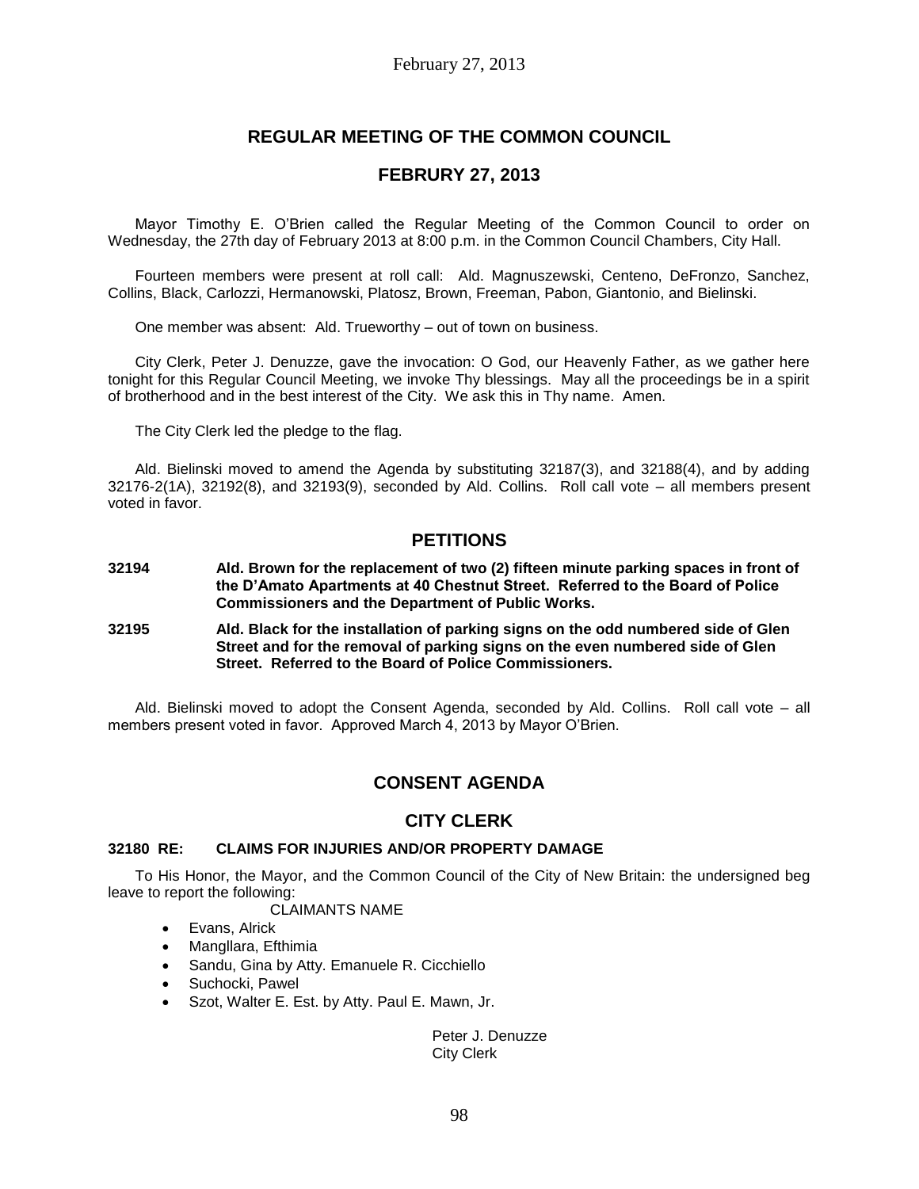# REGULAR MEETING OF THE COMMON COUNCIL

## FEBRURY 27, 2013

Mayor Timothy E. O'Brien called the Regular Meeting of the Common Council to order on Wednesday, the 27th day of February 2013 at 8:00 p.m. in the Common Council Chambers, City Hall.

Fourteen members were present at roll call: Ald. Magnuszewski, Centeno, DeFronzo, Sanchez, Collins, Black, Carlozzi, Hermanowski, Platosz, Brown, Freeman, Pabon, Giantonio, and Bielinski.

One member was absent: Ald. Trueworthy – out of town on business.

City Clerk, Peter J. Denuzze, gave the invocation: O God, our Heavenly Father, as we gather here tonight for this Regular Council Meeting, we invoke Thy blessings. May all the proceedings be in a spirit of brotherhood and in the best interest of the City. We ask this in Thy name. Amen.

The City Clerk led the pledge to the flag.

Ald. Bielinski moved to amend the Agenda by substituting 32187(3), and 32188(4), and by adding 32176-2(1A), 32192(8), and 32193(9), seconded by Ald. Collins. Roll call vote – all members present voted in favor.

## PETITIONS

**32194 Ald. Brown for the replacement of two (2) fifteen minute parking spaces in front of the D'Amato Apartments at 40 Chestnut Street. Referred to the Board of Police Commissioners and the Department of Public Works.**

**32195 Ald. Black for the installation of parking signs on the odd numbered side of Glen Street and for the removal of parking signs on the even numbered side of Glen Street. Referred to the Board of Police Commissioners.**

Ald. Bielinski moved to adopt the Consent Agenda, seconded by Ald. Collins. Roll call vote – all members present voted in favor. Approved March 4, 2013 by Mayor O'Brien.

## CONSENT AGENDA

## CITY CLERK

### 32180 RE: CLAIMS FOR INJURIES AND/OR PROPERTY DAMAGE

To His Honor, the Mayor, and the Common Council of the City of New Britain: the undersigned beg leave to report the following:

CLAIMANTS NAME

- Evans, Alrick
- Mangllara, Efthimia
- Sandu, Gina by Atty. Emanuele R. Cicchiello
- Suchocki, Pawel
- Szot, Walter E. Est. by Atty. Paul E. Mawn, Jr.

Peter J. Denuzze
City Clerk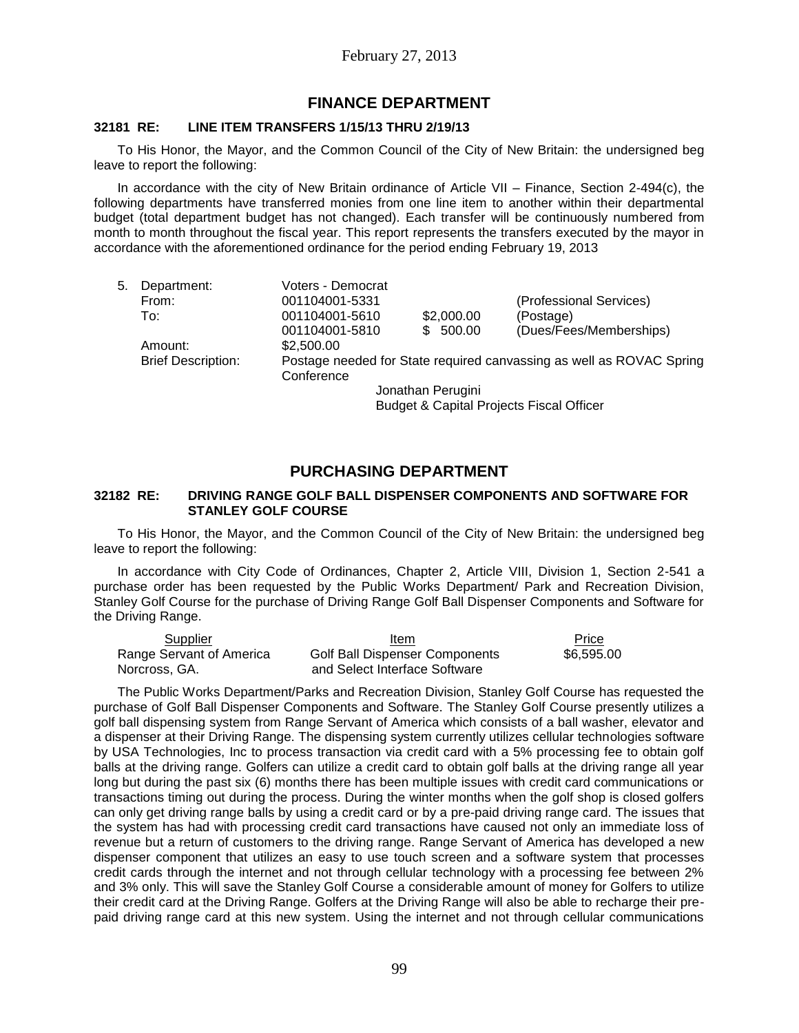February 27, 2013

## FINANCE DEPARTMENT

**32181 RE: LINE ITEM TRANSFERS 1/15/13 THRU 2/19/13**

To His Honor, the Mayor, and the Common Council of the City of New Britain: the undersigned beg leave to report the following:

In accordance with the city of New Britain ordinance of Article VII – Finance, Section 2-494(c), the following departments have transferred monies from one line item to another within their departmental budget (total department budget has not changed). Each transfer will be continuously numbered from month to month throughout the fiscal year. This report represents the transfers executed by the mayor in accordance with the aforementioned ordinance for the period ending February 19, 2013

| | | | | |
|---|---|---|---|---|
| 5. | Department: | Voters - Democrat | | |
| | From: | 001104001-5331 | | (Professional Services) |
| | To: | 001104001-5610 | $2,000.00 | (Postage) |
| | | 001104001-5810 | $ 500.00 | (Dues/Fees/Memberships) |
| | Amount: | $2,500.00 | | |
| | Brief Description: | Postage needed for State required canvassing as well as ROVAC Spring Conference | | |

Jonathan Perugini
Budget & Capital Projects Fiscal Officer

## PURCHASING DEPARTMENT

**32182 RE: DRIVING RANGE GOLF BALL DISPENSER COMPONENTS AND SOFTWARE FOR STANLEY GOLF COURSE**

To His Honor, the Mayor, and the Common Council of the City of New Britain: the undersigned beg leave to report the following:

In accordance with City Code of Ordinances, Chapter 2, Article VIII, Division 1, Section 2-541 a purchase order has been requested by the Public Works Department/ Park and Recreation Division, Stanley Golf Course for the purchase of Driving Range Golf Ball Dispenser Components and Software for the Driving Range.

| Supplier | Item | Price |
|---|---|---|
| Range Servant of America<br>Norcross, GA. | Golf Ball Dispenser Components<br>and Select Interface Software | $6,595.00 |

The Public Works Department/Parks and Recreation Division, Stanley Golf Course has requested the purchase of Golf Ball Dispenser Components and Software. The Stanley Golf Course presently utilizes a golf ball dispensing system from Range Servant of America which consists of a ball washer, elevator and a dispenser at their Driving Range. The dispensing system currently utilizes cellular technologies software by USA Technologies, Inc to process transaction via credit card with a 5% processing fee to obtain golf balls at the driving range. Golfers can utilize a credit card to obtain golf balls at the driving range all year long but during the past six (6) months there has been multiple issues with credit card communications or transactions timing out during the process. During the winter months when the golf shop is closed golfers can only get driving range balls by using a credit card or by a pre-paid driving range card. The issues that the system has had with processing credit card transactions have caused not only an immediate loss of revenue but a return of customers to the driving range. Range Servant of America has developed a new dispenser component that utilizes an easy to use touch screen and a software system that processes credit cards through the internet and not through cellular technology with a processing fee between 2% and 3% only. This will save the Stanley Golf Course a considerable amount of money for Golfers to utilize their credit card at the Driving Range. Golfers at the Driving Range will also be able to recharge their pre-paid driving range card at this new system. Using the internet and not through cellular communications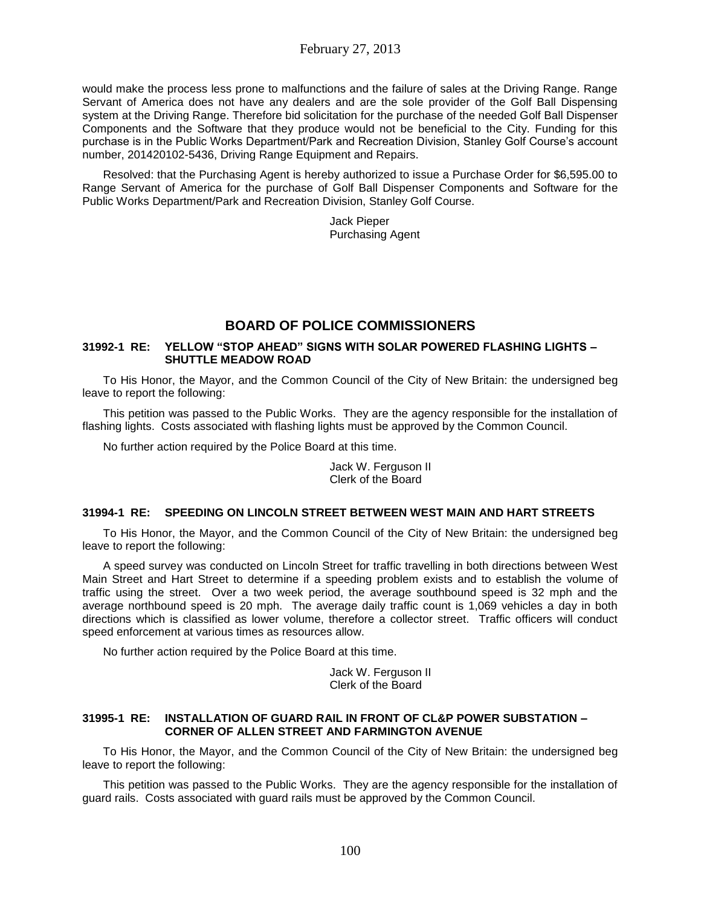would make the process less prone to malfunctions and the failure of sales at the Driving Range. Range Servant of America does not have any dealers and are the sole provider of the Golf Ball Dispensing system at the Driving Range. Therefore bid solicitation for the purchase of the needed Golf Ball Dispenser Components and the Software that they produce would not be beneficial to the City. Funding for this purchase is in the Public Works Department/Park and Recreation Division, Stanley Golf Course's account number, 201420102-5436, Driving Range Equipment and Repairs.

Resolved: that the Purchasing Agent is hereby authorized to issue a Purchase Order for $6,595.00 to Range Servant of America for the purchase of Golf Ball Dispenser Components and Software for the Public Works Department/Park and Recreation Division, Stanley Golf Course.

Jack Pieper
Purchasing Agent

## BOARD OF POLICE COMMISSIONERS

### 31992-1 RE: YELLOW "STOP AHEAD" SIGNS WITH SOLAR POWERED FLASHING LIGHTS – SHUTTLE MEADOW ROAD

To His Honor, the Mayor, and the Common Council of the City of New Britain: the undersigned beg leave to report the following:

This petition was passed to the Public Works. They are the agency responsible for the installation of flashing lights. Costs associated with flashing lights must be approved by the Common Council.

No further action required by the Police Board at this time.

Jack W. Ferguson II
Clerk of the Board

### 31994-1 RE: SPEEDING ON LINCOLN STREET BETWEEN WEST MAIN AND HART STREETS

To His Honor, the Mayor, and the Common Council of the City of New Britain: the undersigned beg leave to report the following:

A speed survey was conducted on Lincoln Street for traffic travelling in both directions between West Main Street and Hart Street to determine if a speeding problem exists and to establish the volume of traffic using the street. Over a two week period, the average southbound speed is 32 mph and the average northbound speed is 20 mph. The average daily traffic count is 1,069 vehicles a day in both directions which is classified as lower volume, therefore a collector street. Traffic officers will conduct speed enforcement at various times as resources allow.

No further action required by the Police Board at this time.

Jack W. Ferguson II
Clerk of the Board

### 31995-1 RE: INSTALLATION OF GUARD RAIL IN FRONT OF CL&P POWER SUBSTATION – CORNER OF ALLEN STREET AND FARMINGTON AVENUE

To His Honor, the Mayor, and the Common Council of the City of New Britain: the undersigned beg leave to report the following:

This petition was passed to the Public Works. They are the agency responsible for the installation of guard rails. Costs associated with guard rails must be approved by the Common Council.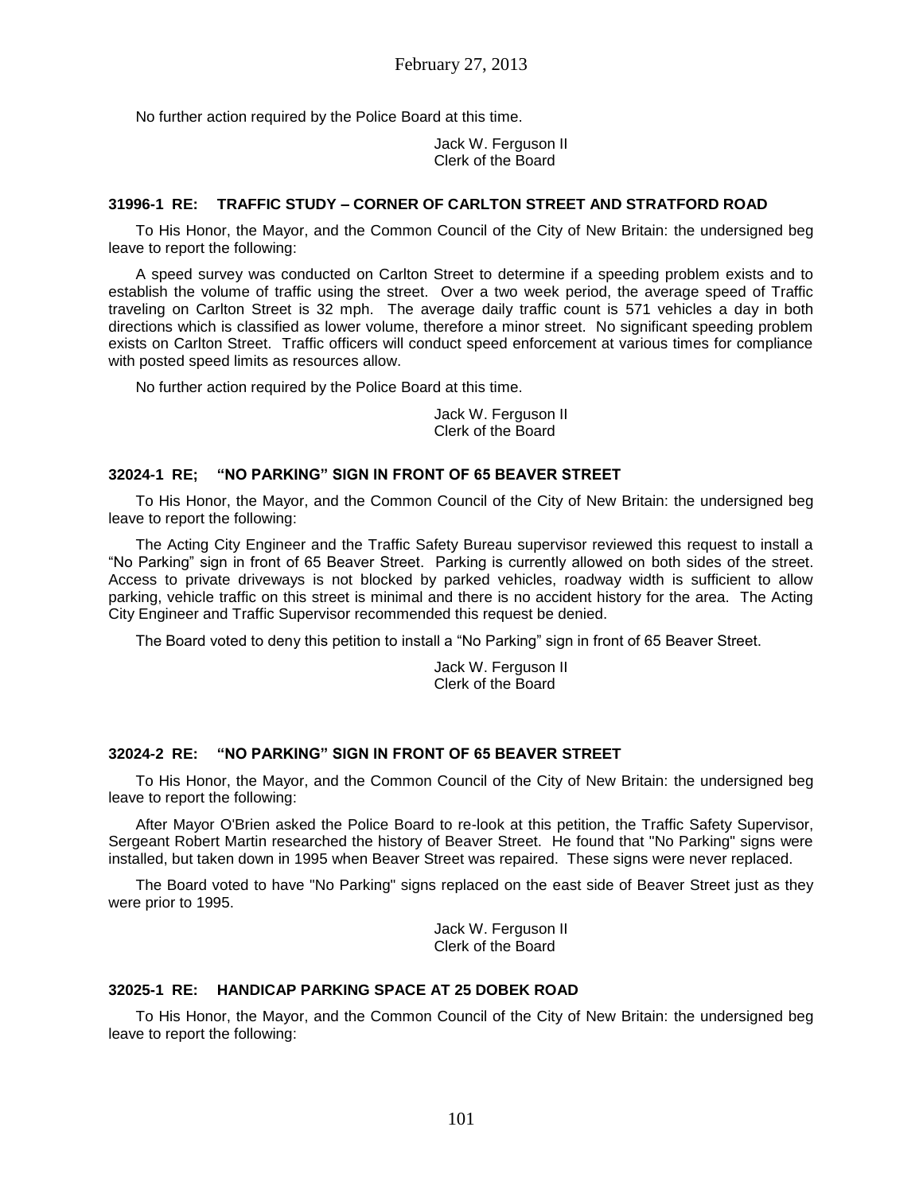No further action required by the Police Board at this time.

Jack W. Ferguson II
Clerk of the Board

### 31996-1 RE: TRAFFIC STUDY – CORNER OF CARLTON STREET AND STRATFORD ROAD

To His Honor, the Mayor, and the Common Council of the City of New Britain: the undersigned beg leave to report the following:

A speed survey was conducted on Carlton Street to determine if a speeding problem exists and to establish the volume of traffic using the street. Over a two week period, the average speed of Traffic traveling on Carlton Street is 32 mph. The average daily traffic count is 571 vehicles a day in both directions which is classified as lower volume, therefore a minor street. No significant speeding problem exists on Carlton Street. Traffic officers will conduct speed enforcement at various times for compliance with posted speed limits as resources allow.

No further action required by the Police Board at this time.

Jack W. Ferguson II
Clerk of the Board

### 32024-1 RE; "NO PARKING" SIGN IN FRONT OF 65 BEAVER STREET

To His Honor, the Mayor, and the Common Council of the City of New Britain: the undersigned beg leave to report the following:

The Acting City Engineer and the Traffic Safety Bureau supervisor reviewed this request to install a "No Parking" sign in front of 65 Beaver Street. Parking is currently allowed on both sides of the street. Access to private driveways is not blocked by parked vehicles, roadway width is sufficient to allow parking, vehicle traffic on this street is minimal and there is no accident history for the area. The Acting City Engineer and Traffic Supervisor recommended this request be denied.

The Board voted to deny this petition to install a "No Parking" sign in front of 65 Beaver Street.

Jack W. Ferguson II
Clerk of the Board

### 32024-2 RE: "NO PARKING" SIGN IN FRONT OF 65 BEAVER STREET

To His Honor, the Mayor, and the Common Council of the City of New Britain: the undersigned beg leave to report the following:

After Mayor O'Brien asked the Police Board to re-look at this petition, the Traffic Safety Supervisor, Sergeant Robert Martin researched the history of Beaver Street. He found that "No Parking" signs were installed, but taken down in 1995 when Beaver Street was repaired. These signs were never replaced.

The Board voted to have "No Parking" signs replaced on the east side of Beaver Street just as they were prior to 1995.

Jack W. Ferguson II
Clerk of the Board

### 32025-1 RE: HANDICAP PARKING SPACE AT 25 DOBEK ROAD

To His Honor, the Mayor, and the Common Council of the City of New Britain: the undersigned beg leave to report the following: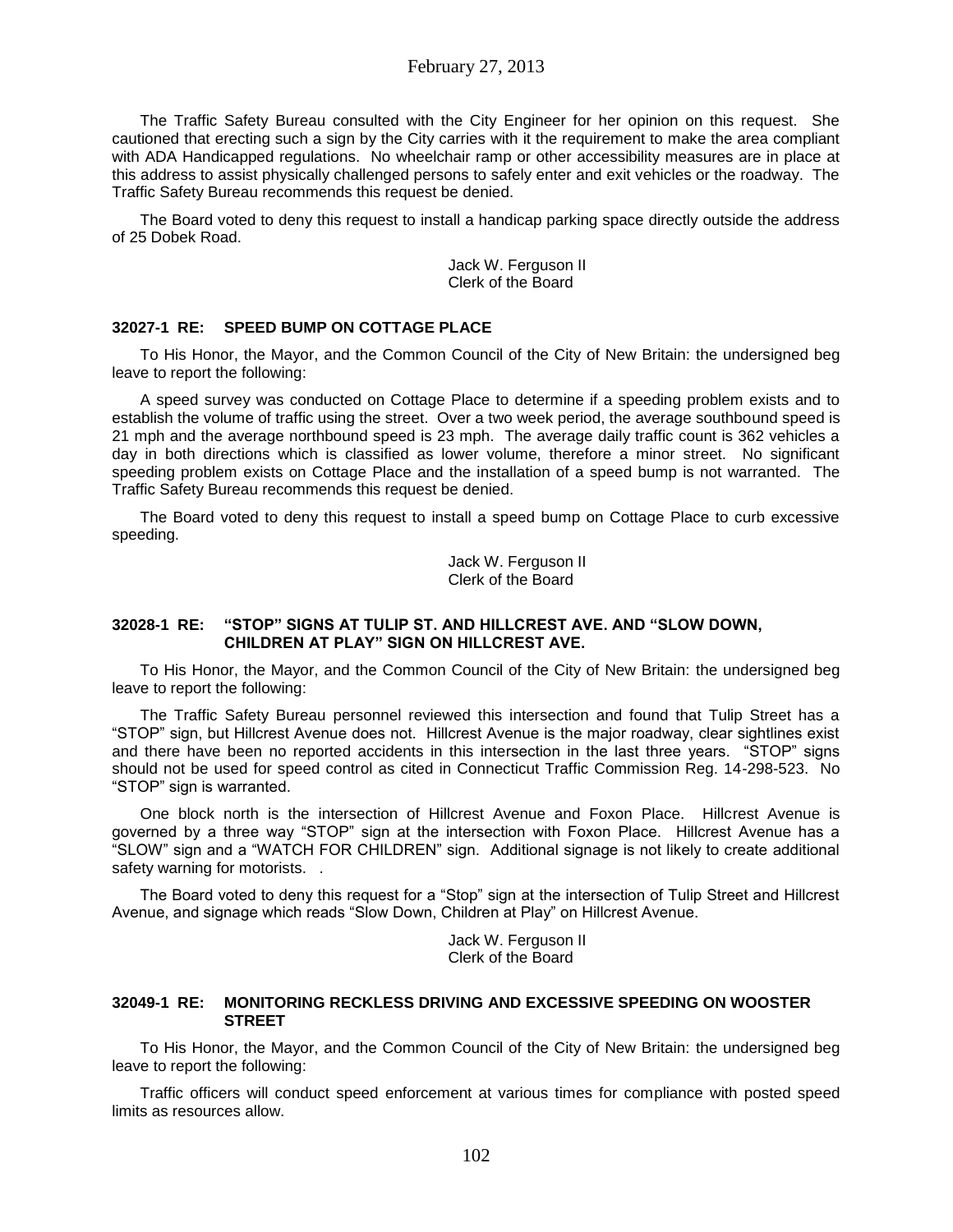The Traffic Safety Bureau consulted with the City Engineer for her opinion on this request. She cautioned that erecting such a sign by the City carries with it the requirement to make the area compliant with ADA Handicapped regulations. No wheelchair ramp or other accessibility measures are in place at this address to assist physically challenged persons to safely enter and exit vehicles or the roadway. The Traffic Safety Bureau recommends this request be denied.

The Board voted to deny this request to install a handicap parking space directly outside the address of 25 Dobek Road.

Jack W. Ferguson II
Clerk of the Board

**32027-1 RE: SPEED BUMP ON COTTAGE PLACE**

To His Honor, the Mayor, and the Common Council of the City of New Britain: the undersigned beg leave to report the following:

A speed survey was conducted on Cottage Place to determine if a speeding problem exists and to establish the volume of traffic using the street. Over a two week period, the average southbound speed is 21 mph and the average northbound speed is 23 mph. The average daily traffic count is 362 vehicles a day in both directions which is classified as lower volume, therefore a minor street. No significant speeding problem exists on Cottage Place and the installation of a speed bump is not warranted. The Traffic Safety Bureau recommends this request be denied.

The Board voted to deny this request to install a speed bump on Cottage Place to curb excessive speeding.

Jack W. Ferguson II
Clerk of the Board

**32028-1 RE: "STOP" SIGNS AT TULIP ST. AND HILLCREST AVE. AND "SLOW DOWN, CHILDREN AT PLAY" SIGN ON HILLCREST AVE.**

To His Honor, the Mayor, and the Common Council of the City of New Britain: the undersigned beg leave to report the following:

The Traffic Safety Bureau personnel reviewed this intersection and found that Tulip Street has a "STOP" sign, but Hillcrest Avenue does not. Hillcrest Avenue is the major roadway, clear sightlines exist and there have been no reported accidents in this intersection in the last three years. "STOP" signs should not be used for speed control as cited in Connecticut Traffic Commission Reg. 14-298-523. No "STOP" sign is warranted.

One block north is the intersection of Hillcrest Avenue and Foxon Place. Hillcrest Avenue is governed by a three way "STOP" sign at the intersection with Foxon Place. Hillcrest Avenue has a "SLOW" sign and a "WATCH FOR CHILDREN" sign. Additional signage is not likely to create additional safety warning for motorists. .

The Board voted to deny this request for a "Stop" sign at the intersection of Tulip Street and Hillcrest Avenue, and signage which reads "Slow Down, Children at Play" on Hillcrest Avenue.

Jack W. Ferguson II
Clerk of the Board

**32049-1 RE: MONITORING RECKLESS DRIVING AND EXCESSIVE SPEEDING ON WOOSTER STREET**

To His Honor, the Mayor, and the Common Council of the City of New Britain: the undersigned beg leave to report the following:

Traffic officers will conduct speed enforcement at various times for compliance with posted speed limits as resources allow.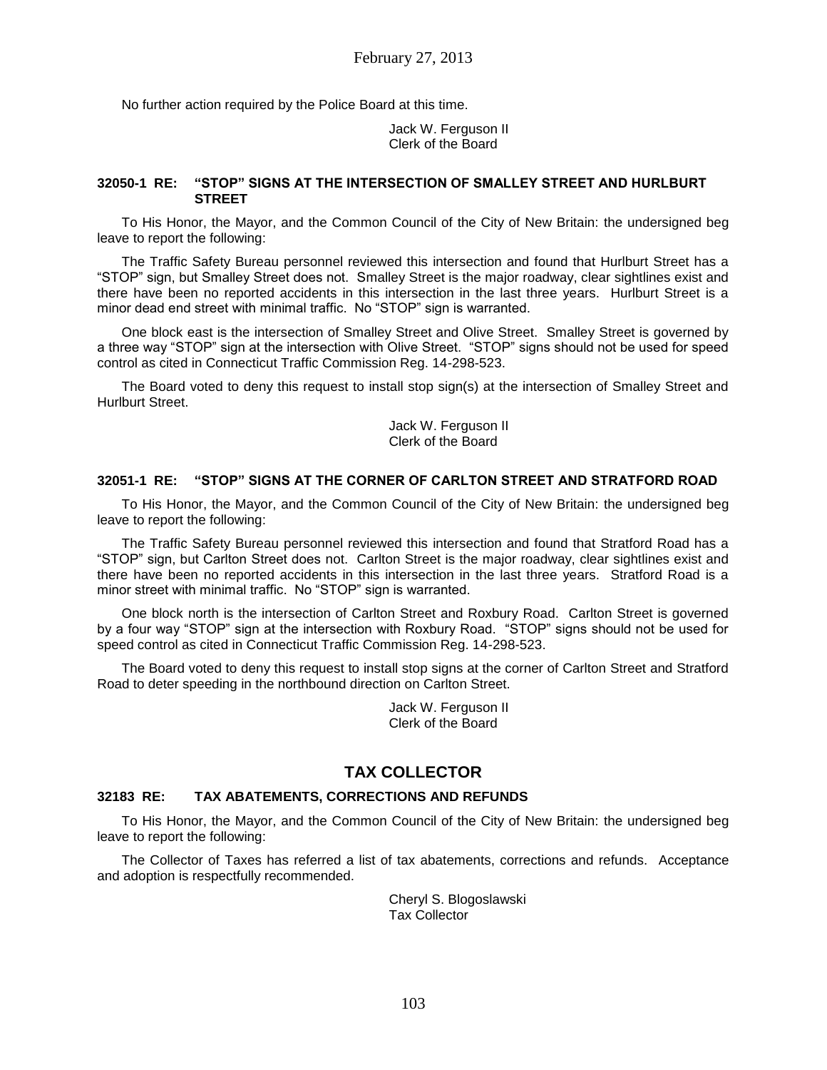No further action required by the Police Board at this time.

Jack W. Ferguson II
Clerk of the Board

#### 32050-1 RE: "STOP" SIGNS AT THE INTERSECTION OF SMALLEY STREET AND HURLBURT STREET

To His Honor, the Mayor, and the Common Council of the City of New Britain: the undersigned beg leave to report the following:

The Traffic Safety Bureau personnel reviewed this intersection and found that Hurlburt Street has a "STOP" sign, but Smalley Street does not. Smalley Street is the major roadway, clear sightlines exist and there have been no reported accidents in this intersection in the last three years. Hurlburt Street is a minor dead end street with minimal traffic. No "STOP" sign is warranted.

One block east is the intersection of Smalley Street and Olive Street. Smalley Street is governed by a three way "STOP" sign at the intersection with Olive Street. "STOP" signs should not be used for speed control as cited in Connecticut Traffic Commission Reg. 14-298-523.

The Board voted to deny this request to install stop sign(s) at the intersection of Smalley Street and Hurlburt Street.

Jack W. Ferguson II
Clerk of the Board

#### 32051-1 RE: "STOP" SIGNS AT THE CORNER OF CARLTON STREET AND STRATFORD ROAD

To His Honor, the Mayor, and the Common Council of the City of New Britain: the undersigned beg leave to report the following:

The Traffic Safety Bureau personnel reviewed this intersection and found that Stratford Road has a "STOP" sign, but Carlton Street does not. Carlton Street is the major roadway, clear sightlines exist and there have been no reported accidents in this intersection in the last three years. Stratford Road is a minor street with minimal traffic. No "STOP" sign is warranted.

One block north is the intersection of Carlton Street and Roxbury Road. Carlton Street is governed by a four way "STOP" sign at the intersection with Roxbury Road. "STOP" signs should not be used for speed control as cited in Connecticut Traffic Commission Reg. 14-298-523.

The Board voted to deny this request to install stop signs at the corner of Carlton Street and Stratford Road to deter speeding in the northbound direction on Carlton Street.

Jack W. Ferguson II
Clerk of the Board

## TAX COLLECTOR

#### 32183 RE: TAX ABATEMENTS, CORRECTIONS AND REFUNDS

To His Honor, the Mayor, and the Common Council of the City of New Britain: the undersigned beg leave to report the following:

The Collector of Taxes has referred a list of tax abatements, corrections and refunds. Acceptance and adoption is respectfully recommended.

Cheryl S. Blogoslawski
Tax Collector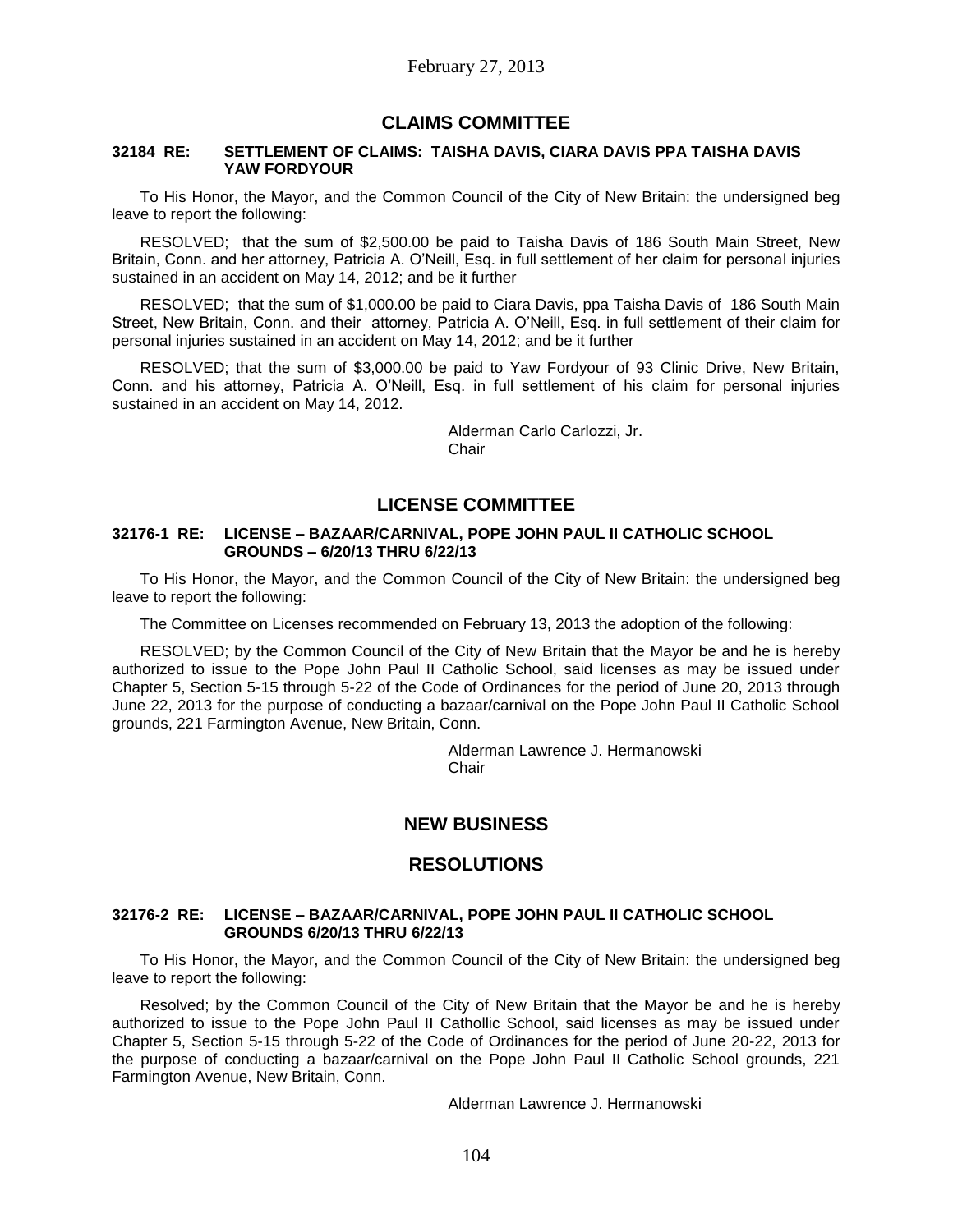## CLAIMS COMMITTEE

**32184 RE: SETTLEMENT OF CLAIMS: TAISHA DAVIS, CIARA DAVIS PPA TAISHA DAVIS YAW FORDYOUR**

To His Honor, the Mayor, and the Common Council of the City of New Britain: the undersigned beg leave to report the following:

RESOLVED; that the sum of $2,500.00 be paid to Taisha Davis of 186 South Main Street, New Britain, Conn. and her attorney, Patricia A. O'Neill, Esq. in full settlement of her claim for personal injuries sustained in an accident on May 14, 2012; and be it further

RESOLVED; that the sum of $1,000.00 be paid to Ciara Davis, ppa Taisha Davis of 186 South Main Street, New Britain, Conn. and their attorney, Patricia A. O'Neill, Esq. in full settlement of their claim for personal injuries sustained in an accident on May 14, 2012; and be it further

RESOLVED; that the sum of $3,000.00 be paid to Yaw Fordyour of 93 Clinic Drive, New Britain, Conn. and his attorney, Patricia A. O'Neill, Esq. in full settlement of his claim for personal injuries sustained in an accident on May 14, 2012.

Alderman Carlo Carlozzi, Jr.
Chair

## LICENSE COMMITTEE

**32176-1 RE: LICENSE – BAZAAR/CARNIVAL, POPE JOHN PAUL II CATHOLIC SCHOOL GROUNDS – 6/20/13 THRU 6/22/13**

To His Honor, the Mayor, and the Common Council of the City of New Britain: the undersigned beg leave to report the following:

The Committee on Licenses recommended on February 13, 2013 the adoption of the following:

RESOLVED; by the Common Council of the City of New Britain that the Mayor be and he is hereby authorized to issue to the Pope John Paul II Catholic School, said licenses as may be issued under Chapter 5, Section 5-15 through 5-22 of the Code of Ordinances for the period of June 20, 2013 through June 22, 2013 for the purpose of conducting a bazaar/carnival on the Pope John Paul II Catholic School grounds, 221 Farmington Avenue, New Britain, Conn.

Alderman Lawrence J. Hermanowski
Chair

## NEW BUSINESS

## RESOLUTIONS

**32176-2 RE: LICENSE – BAZAAR/CARNIVAL, POPE JOHN PAUL II CATHOLIC SCHOOL GROUNDS 6/20/13 THRU 6/22/13**

To His Honor, the Mayor, and the Common Council of the City of New Britain: the undersigned beg leave to report the following:

Resolved; by the Common Council of the City of New Britain that the Mayor be and he is hereby authorized to issue to the Pope John Paul II Cathollic School, said licenses as may be issued under Chapter 5, Section 5-15 through 5-22 of the Code of Ordinances for the period of June 20-22, 2013 for the purpose of conducting a bazaar/carnival on the Pope John Paul II Catholic School grounds, 221 Farmington Avenue, New Britain, Conn.

Alderman Lawrence J. Hermanowski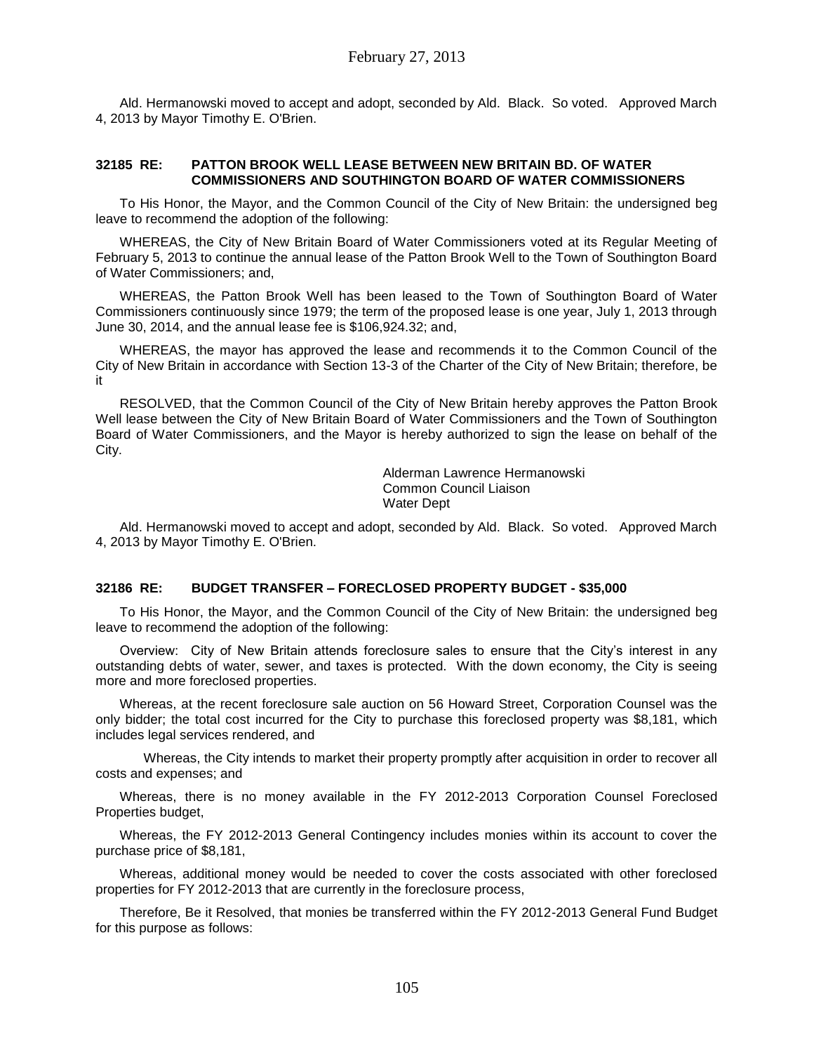Ald. Hermanowski moved to accept and adopt, seconded by Ald. Black. So voted. Approved March 4, 2013 by Mayor Timothy E. O'Brien.

### 32185 RE: PATTON BROOK WELL LEASE BETWEEN NEW BRITAIN BD. OF WATER COMMISSIONERS AND SOUTHINGTON BOARD OF WATER COMMISSIONERS

To His Honor, the Mayor, and the Common Council of the City of New Britain: the undersigned beg leave to recommend the adoption of the following:

WHEREAS, the City of New Britain Board of Water Commissioners voted at its Regular Meeting of February 5, 2013 to continue the annual lease of the Patton Brook Well to the Town of Southington Board of Water Commissioners; and,

WHEREAS, the Patton Brook Well has been leased to the Town of Southington Board of Water Commissioners continuously since 1979; the term of the proposed lease is one year, July 1, 2013 through June 30, 2014, and the annual lease fee is $106,924.32; and,

WHEREAS, the mayor has approved the lease and recommends it to the Common Council of the City of New Britain in accordance with Section 13-3 of the Charter of the City of New Britain; therefore, be it

RESOLVED, that the Common Council of the City of New Britain hereby approves the Patton Brook Well lease between the City of New Britain Board of Water Commissioners and the Town of Southington Board of Water Commissioners, and the Mayor is hereby authorized to sign the lease on behalf of the City.

Alderman Lawrence Hermanowski
Common Council Liaison
Water Dept

Ald. Hermanowski moved to accept and adopt, seconded by Ald. Black. So voted. Approved March 4, 2013 by Mayor Timothy E. O'Brien.

### 32186 RE: BUDGET TRANSFER – FORECLOSED PROPERTY BUDGET - $35,000

To His Honor, the Mayor, and the Common Council of the City of New Britain: the undersigned beg leave to recommend the adoption of the following:

Overview: City of New Britain attends foreclosure sales to ensure that the City's interest in any outstanding debts of water, sewer, and taxes is protected. With the down economy, the City is seeing more and more foreclosed properties.

Whereas, at the recent foreclosure sale auction on 56 Howard Street, Corporation Counsel was the only bidder; the total cost incurred for the City to purchase this foreclosed property was $8,181, which includes legal services rendered, and

Whereas, the City intends to market their property promptly after acquisition in order to recover all costs and expenses; and

Whereas, there is no money available in the FY 2012-2013 Corporation Counsel Foreclosed Properties budget,

Whereas, the FY 2012-2013 General Contingency includes monies within its account to cover the purchase price of $8,181,

Whereas, additional money would be needed to cover the costs associated with other foreclosed properties for FY 2012-2013 that are currently in the foreclosure process,

Therefore, Be it Resolved, that monies be transferred within the FY 2012-2013 General Fund Budget for this purpose as follows: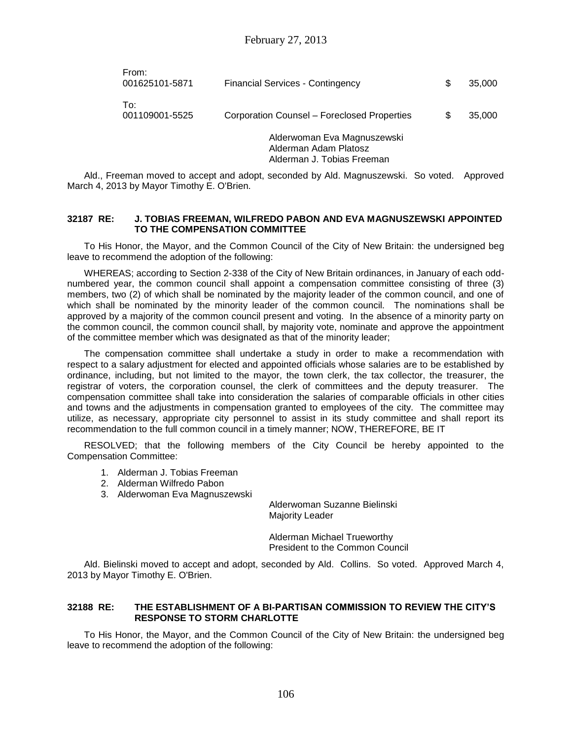| From: | | | |
|---|---|---|---|
| 001625101-5871 | Financial Services - Contingency | $ | 35,000 |
| To: | | | |
| 001109001-5525 | Corporation Counsel – Foreclosed Properties | $ | 35,000 |

Alderwoman Eva Magnuszewski
Alderman Adam Platosz
Alderman J. Tobias Freeman

Ald., Freeman moved to accept and adopt, seconded by Ald. Magnuszewski. So voted. Approved March 4, 2013 by Mayor Timothy E. O'Brien.

**32187 RE: J. TOBIAS FREEMAN, WILFREDO PABON AND EVA MAGNUSZEWSKI APPOINTED TO THE COMPENSATION COMMITTEE**

To His Honor, the Mayor, and the Common Council of the City of New Britain: the undersigned beg leave to recommend the adoption of the following:

WHEREAS; according to Section 2-338 of the City of New Britain ordinances, in January of each odd-numbered year, the common council shall appoint a compensation committee consisting of three (3) members, two (2) of which shall be nominated by the majority leader of the common council, and one of which shall be nominated by the minority leader of the common council. The nominations shall be approved by a majority of the common council present and voting. In the absence of a minority party on the common council, the common council shall, by majority vote, nominate and approve the appointment of the committee member which was designated as that of the minority leader;

The compensation committee shall undertake a study in order to make a recommendation with respect to a salary adjustment for elected and appointed officials whose salaries are to be established by ordinance, including, but not limited to the mayor, the town clerk, the tax collector, the treasurer, the registrar of voters, the corporation counsel, the clerk of committees and the deputy treasurer. The compensation committee shall take into consideration the salaries of comparable officials in other cities and towns and the adjustments in compensation granted to employees of the city. The committee may utilize, as necessary, appropriate city personnel to assist in its study committee and shall report its recommendation to the full common council in a timely manner; NOW, THEREFORE, BE IT

RESOLVED; that the following members of the City Council be hereby appointed to the Compensation Committee:

1. Alderman J. Tobias Freeman
2. Alderman Wilfredo Pabon
3. Alderwoman Eva Magnuszewski

Alderwoman Suzanne Bielinski
Majority Leader

Alderman Michael Trueworthy
President to the Common Council

Ald. Bielinski moved to accept and adopt, seconded by Ald. Collins. So voted. Approved March 4, 2013 by Mayor Timothy E. O'Brien.

**32188 RE: THE ESTABLISHMENT OF A BI-PARTISAN COMMISSION TO REVIEW THE CITY'S RESPONSE TO STORM CHARLOTTE**

To His Honor, the Mayor, and the Common Council of the City of New Britain: the undersigned beg leave to recommend the adoption of the following: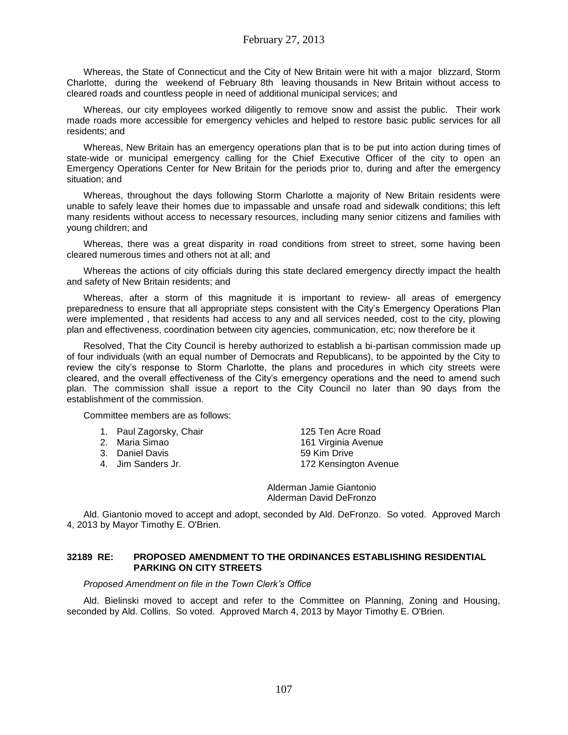Whereas, the State of Connecticut and the City of New Britain were hit with a major blizzard, Storm Charlotte, during the weekend of February 8th leaving thousands in New Britain without access to cleared roads and countless people in need of additional municipal services; and

Whereas, our city employees worked diligently to remove snow and assist the public. Their work made roads more accessible for emergency vehicles and helped to restore basic public services for all residents; and

Whereas, New Britain has an emergency operations plan that is to be put into action during times of state-wide or municipal emergency calling for the Chief Executive Officer of the city to open an Emergency Operations Center for New Britain for the periods prior to, during and after the emergency situation; and

Whereas, throughout the days following Storm Charlotte a majority of New Britain residents were unable to safely leave their homes due to impassable and unsafe road and sidewalk conditions; this left many residents without access to necessary resources, including many senior citizens and families with young children; and

Whereas, there was a great disparity in road conditions from street to street, some having been cleared numerous times and others not at all; and

Whereas the actions of city officials during this state declared emergency directly impact the health and safety of New Britain residents; and

Whereas, after a storm of this magnitude it is important to review- all areas of emergency preparedness to ensure that all appropriate steps consistent with the City's Emergency Operations Plan were implemented , that residents had access to any and all services needed, cost to the city, plowing plan and effectiveness, coordination between city agencies, communication, etc; now therefore be it

Resolved, That the City Council is hereby authorized to establish a bi-partisan commission made up of four individuals (with an equal number of Democrats and Republicans), to be appointed by the City to review the city's response to Storm Charlotte, the plans and procedures in which city streets were cleared, and the overall effectiveness of the City's emergency operations and the need to amend such plan. The commission shall issue a report to the City Council no later than 90 days from the establishment of the commission.

Committee members are as follows:

1. Paul Zagorsky, Chair — 125 Ten Acre Road
2. Maria Simao — 161 Virginia Avenue
3. Daniel Davis — 59 Kim Drive
4. Jim Sanders Jr. — 172 Kensington Avenue

Alderman Jamie Giantonio
Alderman David DeFronzo

Ald. Giantonio moved to accept and adopt, seconded by Ald. DeFronzo. So voted. Approved March 4, 2013 by Mayor Timothy E. O'Brien.

### 32189 RE: PROPOSED AMENDMENT TO THE ORDINANCES ESTABLISHING RESIDENTIAL PARKING ON CITY STREETS

*Proposed Amendment on file in the Town Clerk's Office*

Ald. Bielinski moved to accept and refer to the Committee on Planning, Zoning and Housing, seconded by Ald. Collins. So voted. Approved March 4, 2013 by Mayor Timothy E. O'Brien.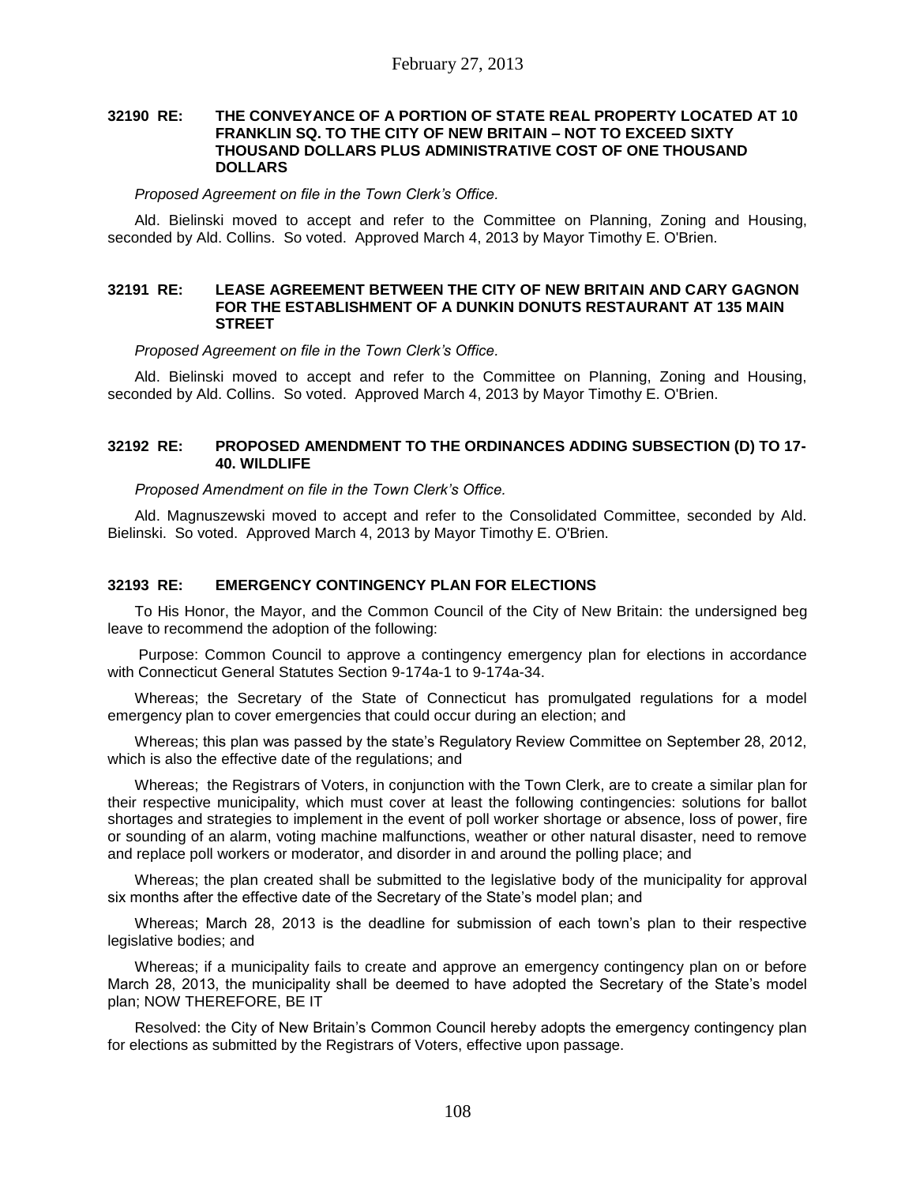### 32190 RE: THE CONVEYANCE OF A PORTION OF STATE REAL PROPERTY LOCATED AT 10 FRANKLIN SQ. TO THE CITY OF NEW BRITAIN – NOT TO EXCEED SIXTY THOUSAND DOLLARS PLUS ADMINISTRATIVE COST OF ONE THOUSAND DOLLARS

*Proposed Agreement on file in the Town Clerk's Office.*

Ald. Bielinski moved to accept and refer to the Committee on Planning, Zoning and Housing, seconded by Ald. Collins. So voted. Approved March 4, 2013 by Mayor Timothy E. O'Brien.

### 32191 RE: LEASE AGREEMENT BETWEEN THE CITY OF NEW BRITAIN AND CARY GAGNON FOR THE ESTABLISHMENT OF A DUNKIN DONUTS RESTAURANT AT 135 MAIN STREET

*Proposed Agreement on file in the Town Clerk's Office.*

Ald. Bielinski moved to accept and refer to the Committee on Planning, Zoning and Housing, seconded by Ald. Collins. So voted. Approved March 4, 2013 by Mayor Timothy E. O'Brien.

### 32192 RE: PROPOSED AMENDMENT TO THE ORDINANCES ADDING SUBSECTION (D) TO 17-40. WILDLIFE

*Proposed Amendment on file in the Town Clerk's Office.*

Ald. Magnuszewski moved to accept and refer to the Consolidated Committee, seconded by Ald. Bielinski. So voted. Approved March 4, 2013 by Mayor Timothy E. O'Brien.

### 32193 RE: EMERGENCY CONTINGENCY PLAN FOR ELECTIONS

To His Honor, the Mayor, and the Common Council of the City of New Britain: the undersigned beg leave to recommend the adoption of the following:

Purpose: Common Council to approve a contingency emergency plan for elections in accordance with Connecticut General Statutes Section 9-174a-1 to 9-174a-34.

Whereas; the Secretary of the State of Connecticut has promulgated regulations for a model emergency plan to cover emergencies that could occur during an election; and

Whereas; this plan was passed by the state's Regulatory Review Committee on September 28, 2012, which is also the effective date of the regulations; and

Whereas; the Registrars of Voters, in conjunction with the Town Clerk, are to create a similar plan for their respective municipality, which must cover at least the following contingencies: solutions for ballot shortages and strategies to implement in the event of poll worker shortage or absence, loss of power, fire or sounding of an alarm, voting machine malfunctions, weather or other natural disaster, need to remove and replace poll workers or moderator, and disorder in and around the polling place; and

Whereas; the plan created shall be submitted to the legislative body of the municipality for approval six months after the effective date of the Secretary of the State's model plan; and

Whereas; March 28, 2013 is the deadline for submission of each town's plan to their respective legislative bodies; and

Whereas; if a municipality fails to create and approve an emergency contingency plan on or before March 28, 2013, the municipality shall be deemed to have adopted the Secretary of the State's model plan; NOW THEREFORE, BE IT

Resolved: the City of New Britain's Common Council hereby adopts the emergency contingency plan for elections as submitted by the Registrars of Voters, effective upon passage.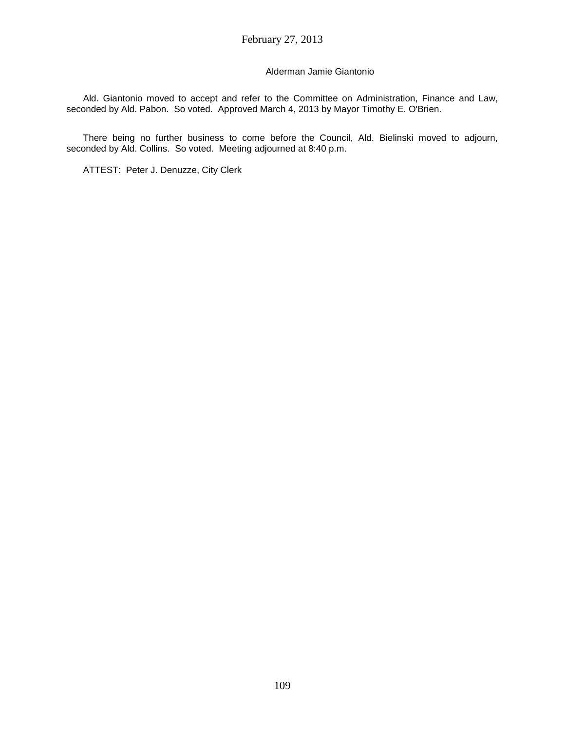Alderman Jamie Giantonio

Ald. Giantonio moved to accept and refer to the Committee on Administration, Finance and Law, seconded by Ald. Pabon. So voted. Approved March 4, 2013 by Mayor Timothy E. O'Brien.

There being no further business to come before the Council, Ald. Bielinski moved to adjourn, seconded by Ald. Collins. So voted. Meeting adjourned at 8:40 p.m.

ATTEST: Peter J. Denuzze, City Clerk